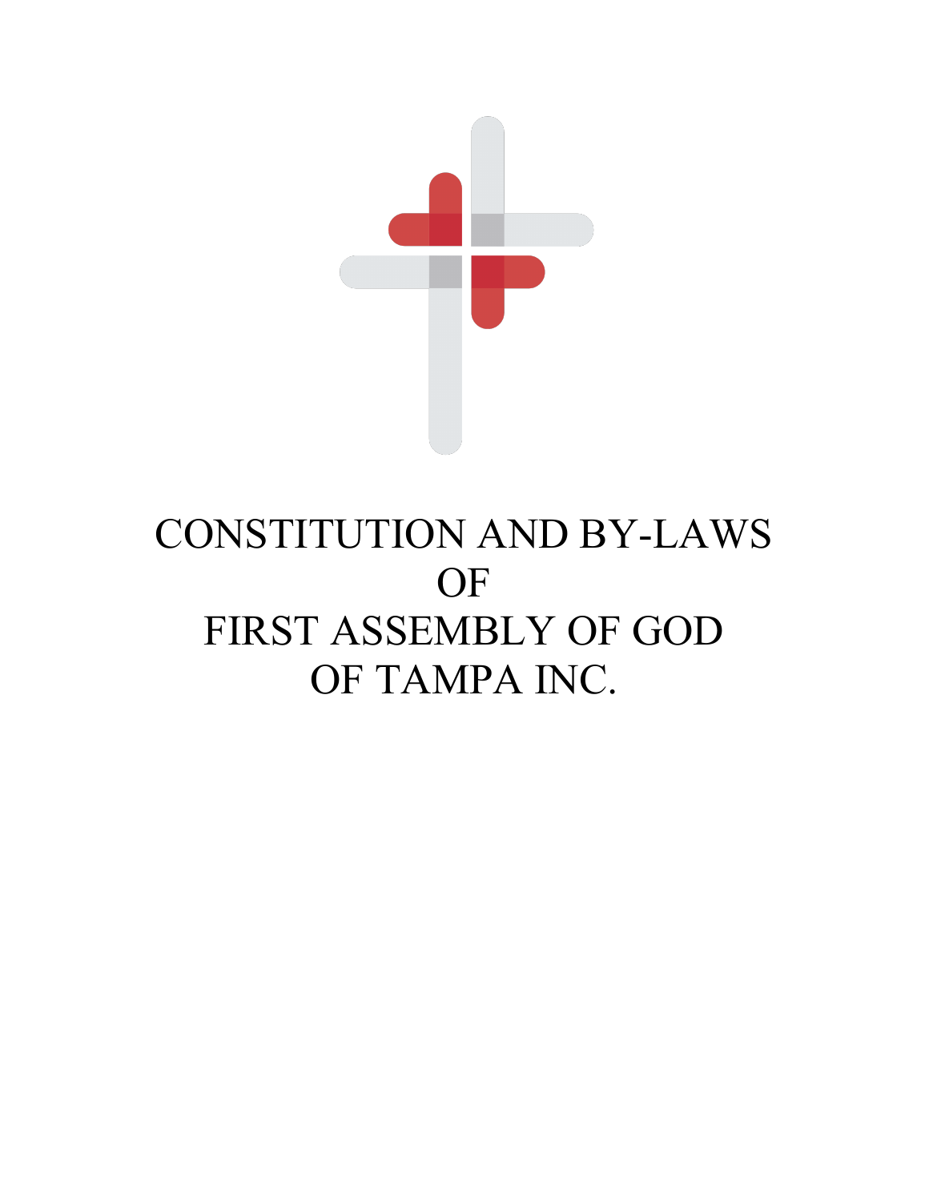# CONSTITUTION AND BY-LAWS OF FIRST ASSEMBLY OF GOD OF TAMPA INC.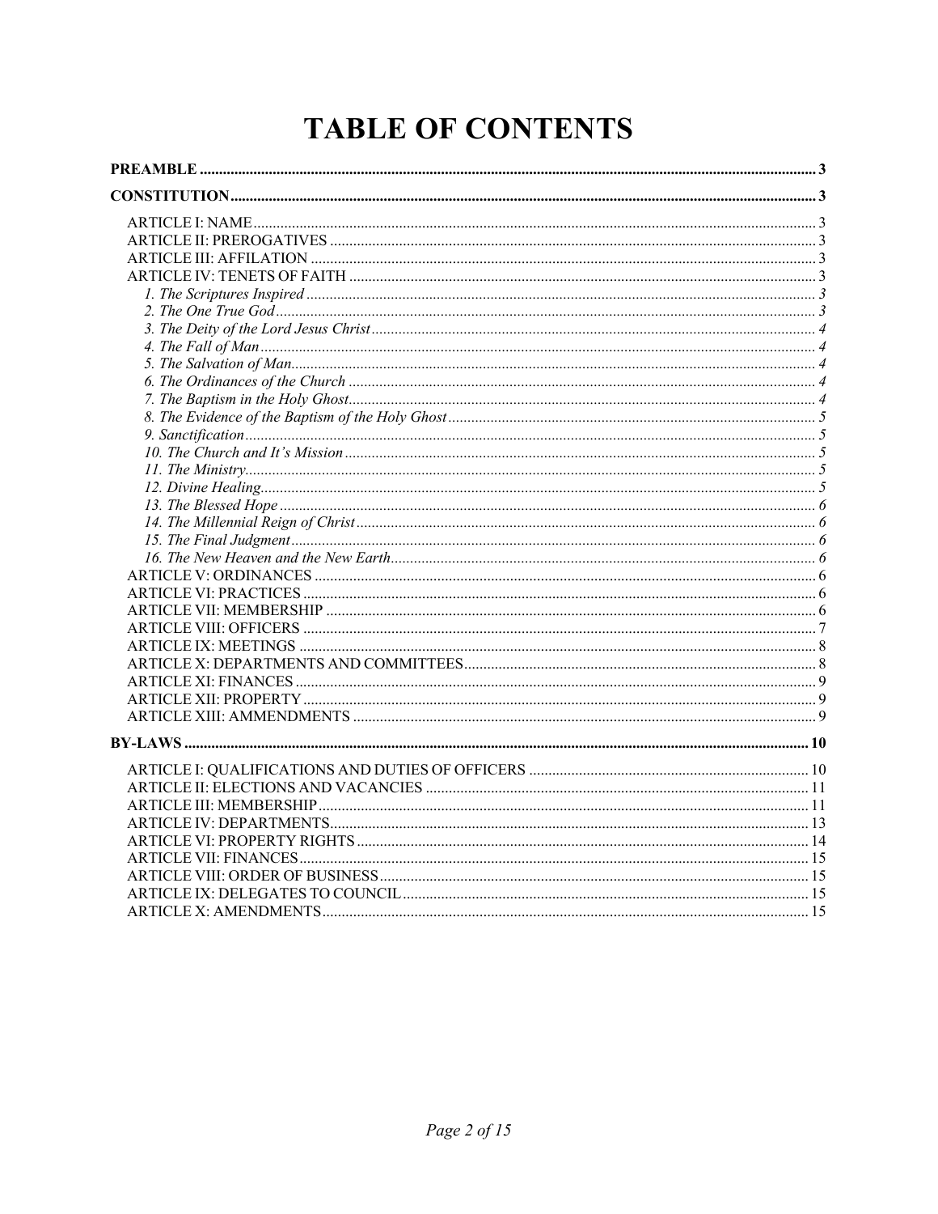# TABLE OF CONTENTS

**PREAMBLE** ..... 3

**CONSTITUTION** ..... 3

- ARTICLE I: NAME ..... 3
- ARTICLE II: PREROGATIVES ..... 3
- ARTICLE III: AFFILATION ..... 3
- ARTICLE IV: TENETS OF FAITH ..... 3
  - *1. The Scriptures Inspired* ..... 3
  - *2. The One True God* ..... 3
  - *3. The Deity of the Lord Jesus Christ* ..... 4
  - *4. The Fall of Man* ..... 4
  - *5. The Salvation of Man* ..... 4
  - *6. The Ordinances of the Church* ..... 4
  - *7. The Baptism in the Holy Ghost* ..... 4
  - *8. The Evidence of the Baptism of the Holy Ghost* ..... 5
  - *9. Sanctification* ..... 5
  - *10. The Church and It's Mission* ..... 5
  - *11. The Ministry* ..... 5
  - *12. Divine Healing* ..... 5
  - *13. The Blessed Hope* ..... 6
  - *14. The Millennial Reign of Christ* ..... 6
  - *15. The Final Judgment* ..... 6
  - *16. The New Heaven and the New Earth* ..... 6
- ARTICLE V: ORDINANCES ..... 6
- ARTICLE VI: PRACTICES ..... 6
- ARTICLE VII: MEMBERSHIP ..... 6
- ARTICLE VIII: OFFICERS ..... 7
- ARTICLE IX: MEETINGS ..... 8
- ARTICLE X: DEPARTMENTS AND COMMITTEES ..... 8
- ARTICLE XI: FINANCES ..... 9
- ARTICLE XII: PROPERTY ..... 9
- ARTICLE XIII: AMMENDMENTS ..... 9

**BY-LAWS** ..... 10

- ARTICLE I: QUALIFICATIONS AND DUTIES OF OFFICERS ..... 10
- ARTICLE II: ELECTIONS AND VACANCIES ..... 11
- ARTICLE III: MEMBERSHIP ..... 11
- ARTICLE IV: DEPARTMENTS ..... 13
- ARTICLE VI: PROPERTY RIGHTS ..... 14
- ARTICLE VII: FINANCES ..... 15
- ARTICLE VIII: ORDER OF BUSINESS ..... 15
- ARTICLE IX: DELEGATES TO COUNCIL ..... 15
- ARTICLE X: AMENDMENTS ..... 15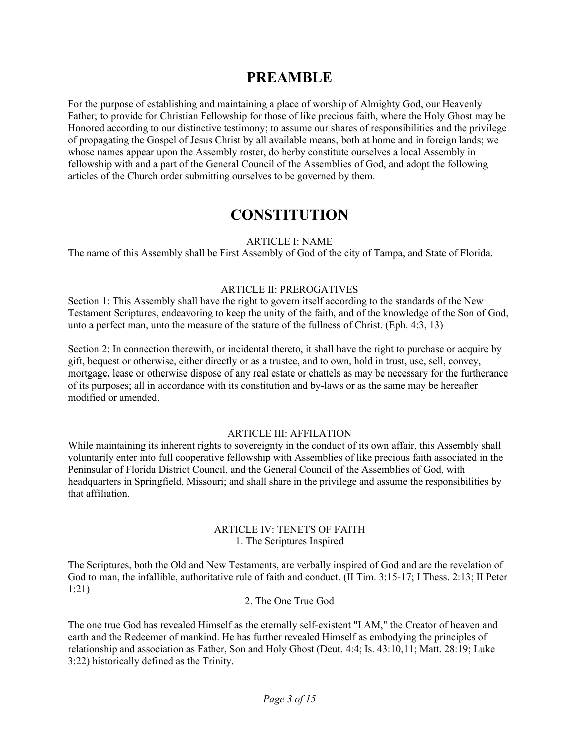# PREAMBLE

For the purpose of establishing and maintaining a place of worship of Almighty God, our Heavenly Father; to provide for Christian Fellowship for those of like precious faith, where the Holy Ghost may be Honored according to our distinctive testimony; to assume our shares of responsibilities and the privilege of propagating the Gospel of Jesus Christ by all available means, both at home and in foreign lands; we whose names appear upon the Assembly roster, do herby constitute ourselves a local Assembly in fellowship with and a part of the General Council of the Assemblies of God, and adopt the following articles of the Church order submitting ourselves to be governed by them.

# CONSTITUTION

### ARTICLE I: NAME

The name of this Assembly shall be First Assembly of God of the city of Tampa, and State of Florida.

### ARTICLE II: PREROGATIVES

Section 1: This Assembly shall have the right to govern itself according to the standards of the New Testament Scriptures, endeavoring to keep the unity of the faith, and of the knowledge of the Son of God, unto a perfect man, unto the measure of the stature of the fullness of Christ. (Eph. 4:3, 13)

Section 2: In connection therewith, or incidental thereto, it shall have the right to purchase or acquire by gift, bequest or otherwise, either directly or as a trustee, and to own, hold in trust, use, sell, convey, mortgage, lease or otherwise dispose of any real estate or chattels as may be necessary for the furtherance of its purposes; all in accordance with its constitution and by-laws or as the same may be hereafter modified or amended.

### ARTICLE III: AFFILATION

While maintaining its inherent rights to sovereignty in the conduct of its own affair, this Assembly shall voluntarily enter into full cooperative fellowship with Assemblies of like precious faith associated in the Peninsular of Florida District Council, and the General Council of the Assemblies of God, with headquarters in Springfield, Missouri; and shall share in the privilege and assume the responsibilities by that affiliation.

### ARTICLE IV: TENETS OF FAITH

#### 1. The Scriptures Inspired

The Scriptures, both the Old and New Testaments, are verbally inspired of God and are the revelation of God to man, the infallible, authoritative rule of faith and conduct. (II Tim. 3:15-17; I Thess. 2:13; II Peter 1:21)

#### 2. The One True God

The one true God has revealed Himself as the eternally self-existent "I AM," the Creator of heaven and earth and the Redeemer of mankind. He has further revealed Himself as embodying the principles of relationship and association as Father, Son and Holy Ghost (Deut. 4:4; Is. 43:10,11; Matt. 28:19; Luke 3:22) historically defined as the Trinity.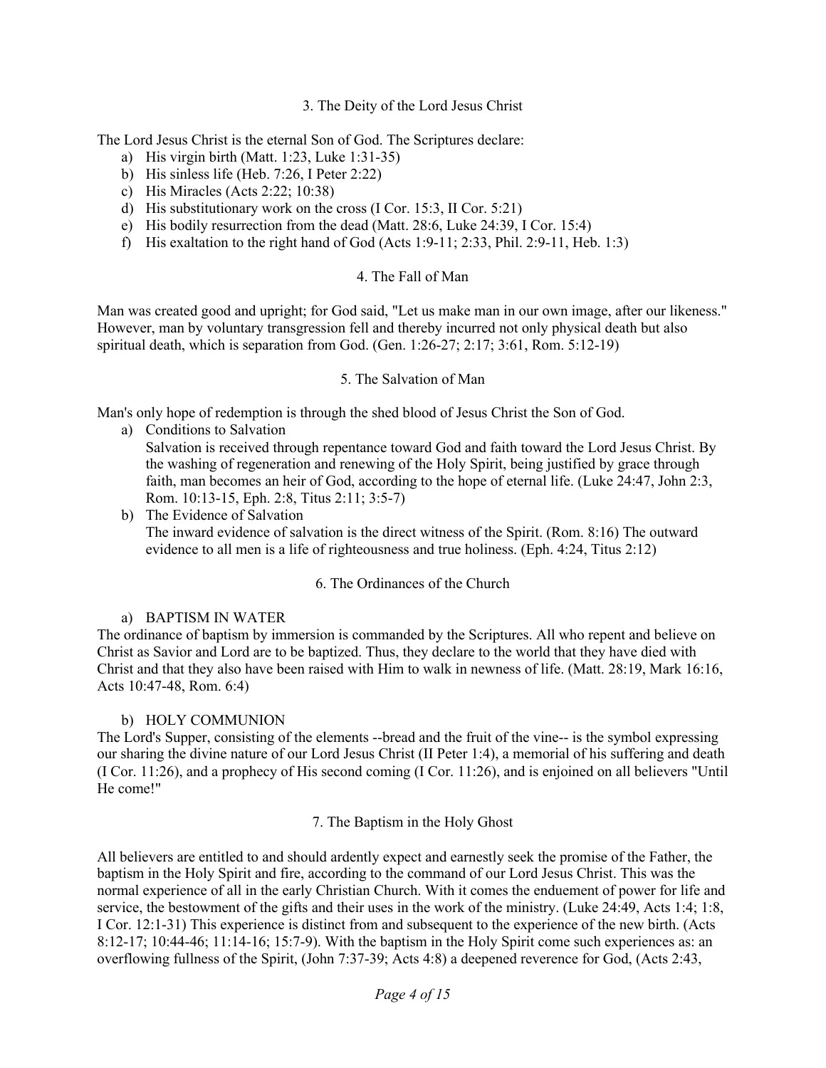## 3. The Deity of the Lord Jesus Christ

The Lord Jesus Christ is the eternal Son of God. The Scriptures declare:

a) His virgin birth (Matt. 1:23, Luke 1:31-35)
b) His sinless life (Heb. 7:26, I Peter 2:22)
c) His Miracles (Acts 2:22; 10:38)
d) His substitutionary work on the cross (I Cor. 15:3, II Cor. 5:21)
e) His bodily resurrection from the dead (Matt. 28:6, Luke 24:39, I Cor. 15:4)
f) His exaltation to the right hand of God (Acts 1:9-11; 2:33, Phil. 2:9-11, Heb. 1:3)

## 4. The Fall of Man

Man was created good and upright; for God said, "Let us make man in our own image, after our likeness." However, man by voluntary transgression fell and thereby incurred not only physical death but also spiritual death, which is separation from God. (Gen. 1:26-27; 2:17; 3:61, Rom. 5:12-19)

## 5. The Salvation of Man

Man's only hope of redemption is through the shed blood of Jesus Christ the Son of God.

a) Conditions to Salvation
   Salvation is received through repentance toward God and faith toward the Lord Jesus Christ. By the washing of regeneration and renewing of the Holy Spirit, being justified by grace through faith, man becomes an heir of God, according to the hope of eternal life. (Luke 24:47, John 2:3, Rom. 10:13-15, Eph. 2:8, Titus 2:11; 3:5-7)
b) The Evidence of Salvation
   The inward evidence of salvation is the direct witness of the Spirit. (Rom. 8:16) The outward evidence to all men is a life of righteousness and true holiness. (Eph. 4:24, Titus 2:12)

## 6. The Ordinances of the Church

a) BAPTISM IN WATER

The ordinance of baptism by immersion is commanded by the Scriptures. All who repent and believe on Christ as Savior and Lord are to be baptized. Thus, they declare to the world that they have died with Christ and that they also have been raised with Him to walk in newness of life. (Matt. 28:19, Mark 16:16, Acts 10:47-48, Rom. 6:4)

b) HOLY COMMUNION

The Lord's Supper, consisting of the elements --bread and the fruit of the vine-- is the symbol expressing our sharing the divine nature of our Lord Jesus Christ (II Peter 1:4), a memorial of his suffering and death (I Cor. 11:26), and a prophecy of His second coming (I Cor. 11:26), and is enjoined on all believers "Until He come!"

## 7. The Baptism in the Holy Ghost

All believers are entitled to and should ardently expect and earnestly seek the promise of the Father, the baptism in the Holy Spirit and fire, according to the command of our Lord Jesus Christ. This was the normal experience of all in the early Christian Church. With it comes the enduement of power for life and service, the bestowment of the gifts and their uses in the work of the ministry. (Luke 24:49, Acts 1:4; 1:8, I Cor. 12:1-31) This experience is distinct from and subsequent to the experience of the new birth. (Acts 8:12-17; 10:44-46; 11:14-16; 15:7-9). With the baptism in the Holy Spirit come such experiences as: an overflowing fullness of the Spirit, (John 7:37-39; Acts 4:8) a deepened reverence for God, (Acts 2:43,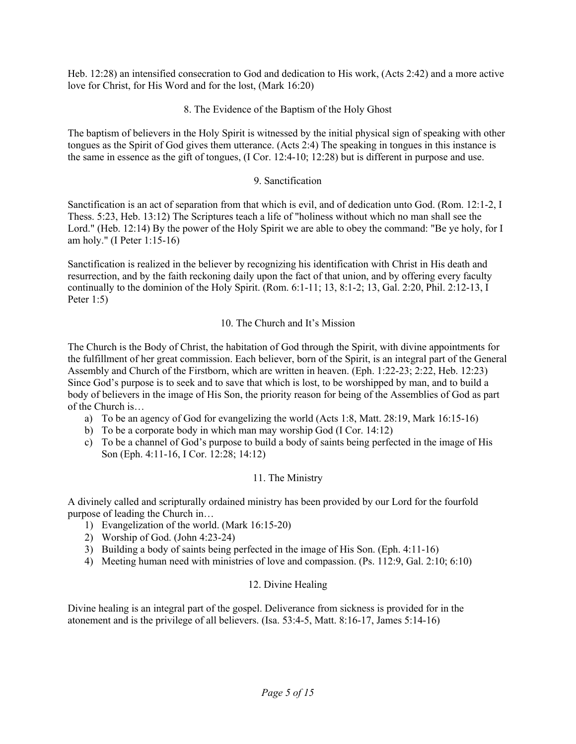Heb. 12:28) an intensified consecration to God and dedication to His work, (Acts 2:42) and a more active love for Christ, for His Word and for the lost, (Mark 16:20)

### 8. The Evidence of the Baptism of the Holy Ghost

The baptism of believers in the Holy Spirit is witnessed by the initial physical sign of speaking with other tongues as the Spirit of God gives them utterance. (Acts 2:4) The speaking in tongues in this instance is the same in essence as the gift of tongues, (I Cor. 12:4-10; 12:28) but is different in purpose and use.

### 9. Sanctification

Sanctification is an act of separation from that which is evil, and of dedication unto God. (Rom. 12:1-2, I Thess. 5:23, Heb. 13:12) The Scriptures teach a life of "holiness without which no man shall see the Lord." (Heb. 12:14) By the power of the Holy Spirit we are able to obey the command: "Be ye holy, for I am holy." (I Peter 1:15-16)

Sanctification is realized in the believer by recognizing his identification with Christ in His death and resurrection, and by the faith reckoning daily upon the fact of that union, and by offering every faculty continually to the dominion of the Holy Spirit. (Rom. 6:1-11; 13, 8:1-2; 13, Gal. 2:20, Phil. 2:12-13, I Peter 1:5)

### 10. The Church and It's Mission

The Church is the Body of Christ, the habitation of God through the Spirit, with divine appointments for the fulfillment of her great commission. Each believer, born of the Spirit, is an integral part of the General Assembly and Church of the Firstborn, which are written in heaven. (Eph. 1:22-23; 2:22, Heb. 12:23) Since God's purpose is to seek and to save that which is lost, to be worshipped by man, and to build a body of believers in the image of His Son, the priority reason for being of the Assemblies of God as part of the Church is…

a) To be an agency of God for evangelizing the world (Acts 1:8, Matt. 28:19, Mark 16:15-16)
b) To be a corporate body in which man may worship God (I Cor. 14:12)
c) To be a channel of God's purpose to build a body of saints being perfected in the image of His Son (Eph. 4:11-16, I Cor. 12:28; 14:12)

### 11. The Ministry

A divinely called and scripturally ordained ministry has been provided by our Lord for the fourfold purpose of leading the Church in…

1) Evangelization of the world. (Mark 16:15-20)
2) Worship of God. (John 4:23-24)
3) Building a body of saints being perfected in the image of His Son. (Eph. 4:11-16)
4) Meeting human need with ministries of love and compassion. (Ps. 112:9, Gal. 2:10; 6:10)

### 12. Divine Healing

Divine healing is an integral part of the gospel. Deliverance from sickness is provided for in the atonement and is the privilege of all believers. (Isa. 53:4-5, Matt. 8:16-17, James 5:14-16)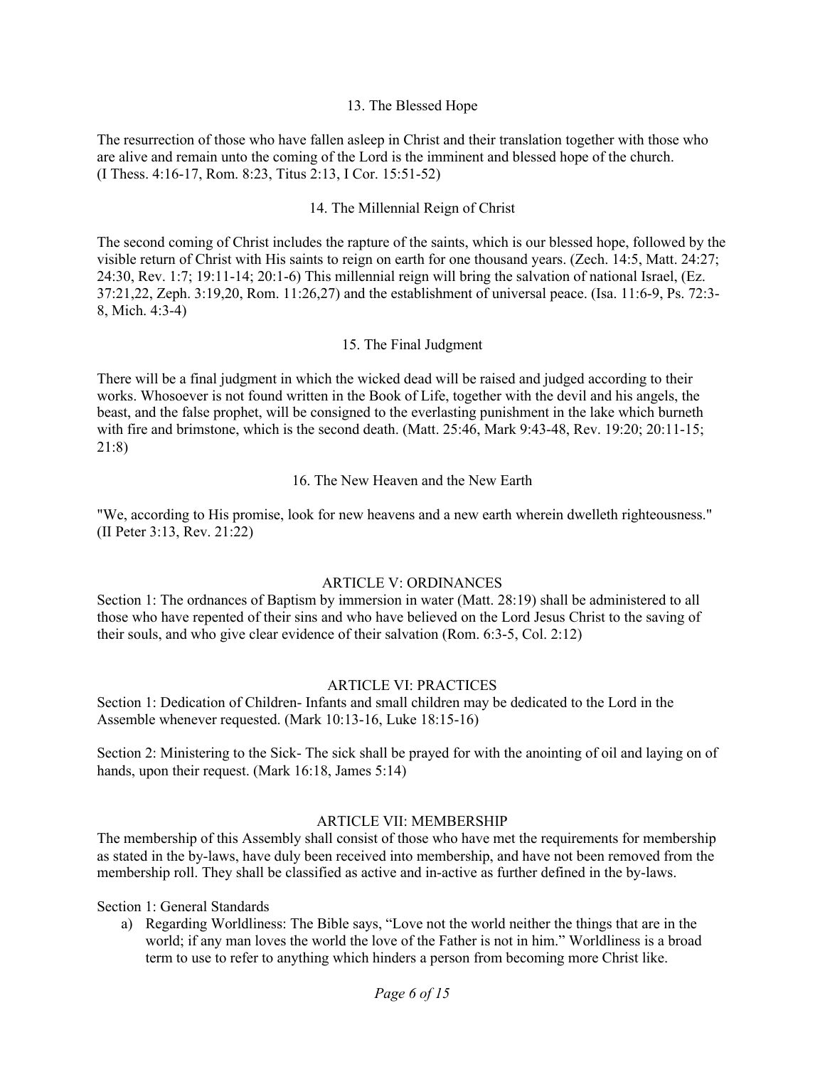### 13. The Blessed Hope

The resurrection of those who have fallen asleep in Christ and their translation together with those who are alive and remain unto the coming of the Lord is the imminent and blessed hope of the church. (I Thess. 4:16-17, Rom. 8:23, Titus 2:13, I Cor. 15:51-52)

### 14. The Millennial Reign of Christ

The second coming of Christ includes the rapture of the saints, which is our blessed hope, followed by the visible return of Christ with His saints to reign on earth for one thousand years. (Zech. 14:5, Matt. 24:27; 24:30, Rev. 1:7; 19:11-14; 20:1-6) This millennial reign will bring the salvation of national Israel, (Ez. 37:21,22, Zeph. 3:19,20, Rom. 11:26,27) and the establishment of universal peace. (Isa. 11:6-9, Ps. 72:3-8, Mich. 4:3-4)

### 15. The Final Judgment

There will be a final judgment in which the wicked dead will be raised and judged according to their works. Whosoever is not found written in the Book of Life, together with the devil and his angels, the beast, and the false prophet, will be consigned to the everlasting punishment in the lake which burneth with fire and brimstone, which is the second death. (Matt. 25:46, Mark 9:43-48, Rev. 19:20; 20:11-15; 21:8)

### 16. The New Heaven and the New Earth

"We, according to His promise, look for new heavens and a new earth wherein dwelleth righteousness." (II Peter 3:13, Rev. 21:22)

## ARTICLE V: ORDINANCES

Section 1: The ordnances of Baptism by immersion in water (Matt. 28:19) shall be administered to all those who have repented of their sins and who have believed on the Lord Jesus Christ to the saving of their souls, and who give clear evidence of their salvation (Rom. 6:3-5, Col. 2:12)

## ARTICLE VI: PRACTICES

Section 1: Dedication of Children- Infants and small children may be dedicated to the Lord in the Assemble whenever requested. (Mark 10:13-16, Luke 18:15-16)

Section 2: Ministering to the Sick- The sick shall be prayed for with the anointing of oil and laying on of hands, upon their request. (Mark 16:18, James 5:14)

## ARTICLE VII: MEMBERSHIP

The membership of this Assembly shall consist of those who have met the requirements for membership as stated in the by-laws, have duly been received into membership, and have not been removed from the membership roll. They shall be classified as active and in-active as further defined in the by-laws.

Section 1: General Standards

a) Regarding Worldliness: The Bible says, "Love not the world neither the things that are in the world; if any man loves the world the love of the Father is not in him." Worldliness is a broad term to use to refer to anything which hinders a person from becoming more Christ like.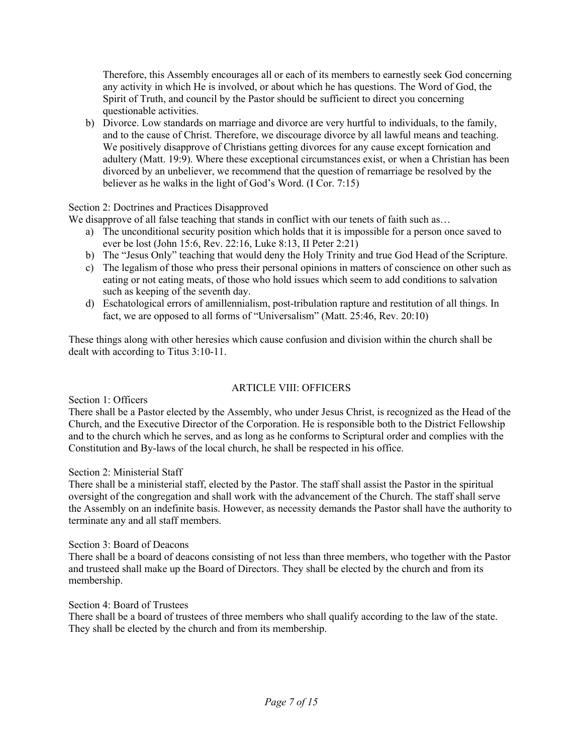Therefore, this Assembly encourages all or each of its members to earnestly seek God concerning any activity in which He is involved, or about which he has questions. The Word of God, the Spirit of Truth, and council by the Pastor should be sufficient to direct you concerning questionable activities.

b) Divorce. Low standards on marriage and divorce are very hurtful to individuals, to the family, and to the cause of Christ. Therefore, we discourage divorce by all lawful means and teaching. We positively disapprove of Christians getting divorces for any cause except fornication and adultery (Matt. 19:9). Where these exceptional circumstances exist, or when a Christian has been divorced by an unbeliever, we recommend that the question of remarriage be resolved by the believer as he walks in the light of God's Word. (I Cor. 7:15)

Section 2: Doctrines and Practices Disapproved

We disapprove of all false teaching that stands in conflict with our tenets of faith such as…

a) The unconditional security position which holds that it is impossible for a person once saved to ever be lost (John 15:6, Rev. 22:16, Luke 8:13, II Peter 2:21)
b) The "Jesus Only" teaching that would deny the Holy Trinity and true God Head of the Scripture.
c) The legalism of those who press their personal opinions in matters of conscience on other such as eating or not eating meats, of those who hold issues which seem to add conditions to salvation such as keeping of the seventh day.
d) Eschatological errors of amillennialism, post-tribulation rapture and restitution of all things. In fact, we are opposed to all forms of "Universalism" (Matt. 25:46, Rev. 20:10)

These things along with other heresies which cause confusion and division within the church shall be dealt with according to Titus 3:10-11.

## ARTICLE VIII: OFFICERS

Section 1: Officers

There shall be a Pastor elected by the Assembly, who under Jesus Christ, is recognized as the Head of the Church, and the Executive Director of the Corporation. He is responsible both to the District Fellowship and to the church which he serves, and as long as he conforms to Scriptural order and complies with the Constitution and By-laws of the local church, he shall be respected in his office.

Section 2: Ministerial Staff

There shall be a ministerial staff, elected by the Pastor. The staff shall assist the Pastor in the spiritual oversight of the congregation and shall work with the advancement of the Church. The staff shall serve the Assembly on an indefinite basis. However, as necessity demands the Pastor shall have the authority to terminate any and all staff members.

Section 3: Board of Deacons

There shall be a board of deacons consisting of not less than three members, who together with the Pastor and trusteed shall make up the Board of Directors. They shall be elected by the church and from its membership.

Section 4: Board of Trustees

There shall be a board of trustees of three members who shall qualify according to the law of the state. They shall be elected by the church and from its membership.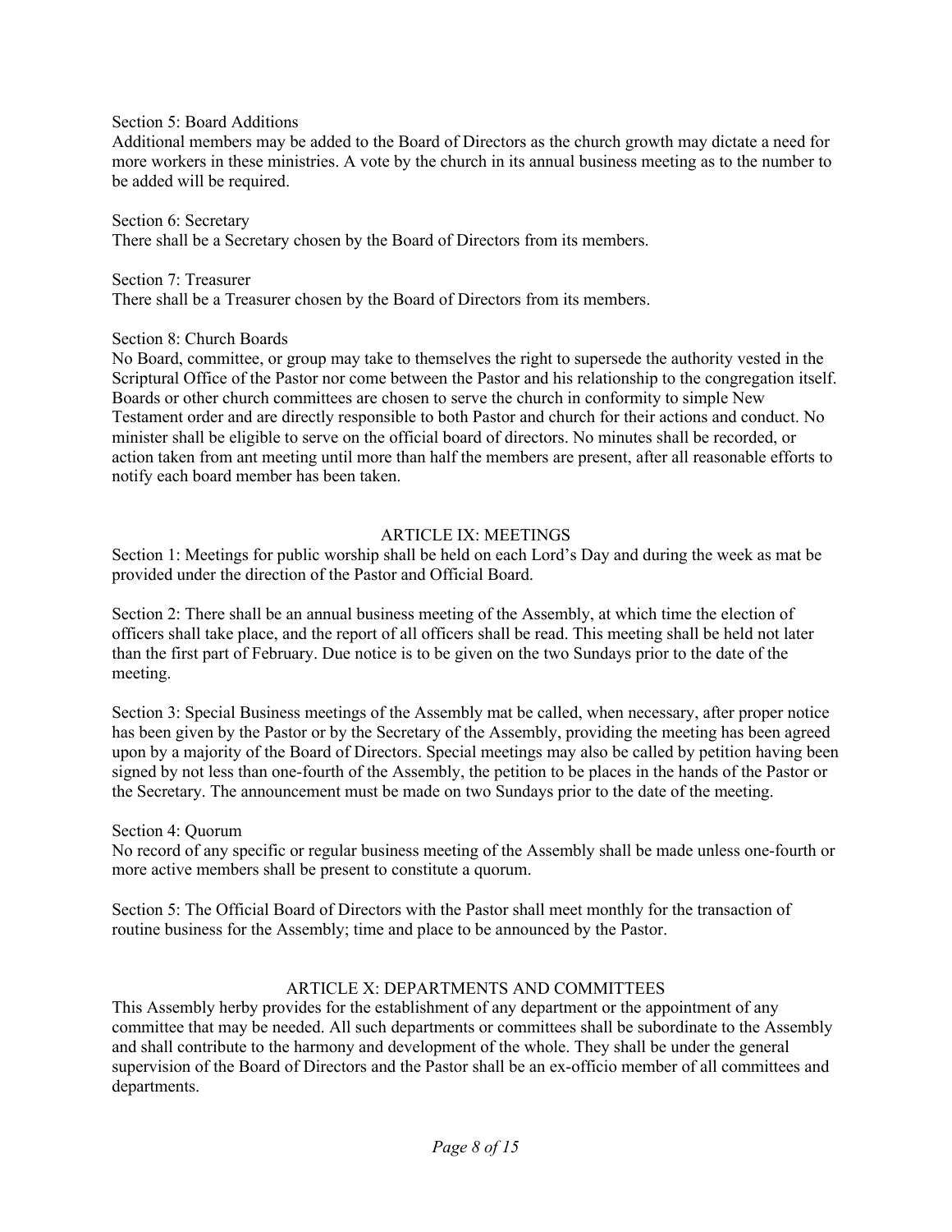Section 5: Board Additions
Additional members may be added to the Board of Directors as the church growth may dictate a need for more workers in these ministries. A vote by the church in its annual business meeting as to the number to be added will be required.

Section 6: Secretary
There shall be a Secretary chosen by the Board of Directors from its members.

Section 7: Treasurer
There shall be a Treasurer chosen by the Board of Directors from its members.

Section 8: Church Boards
No Board, committee, or group may take to themselves the right to supersede the authority vested in the Scriptural Office of the Pastor nor come between the Pastor and his relationship to the congregation itself. Boards or other church committees are chosen to serve the church in conformity to simple New Testament order and are directly responsible to both Pastor and church for their actions and conduct. No minister shall be eligible to serve on the official board of directors. No minutes shall be recorded, or action taken from ant meeting until more than half the members are present, after all reasonable efforts to notify each board member has been taken.

## ARTICLE IX: MEETINGS

Section 1: Meetings for public worship shall be held on each Lord's Day and during the week as mat be provided under the direction of the Pastor and Official Board.

Section 2: There shall be an annual business meeting of the Assembly, at which time the election of officers shall take place, and the report of all officers shall be read. This meeting shall be held not later than the first part of February. Due notice is to be given on the two Sundays prior to the date of the meeting.

Section 3: Special Business meetings of the Assembly mat be called, when necessary, after proper notice has been given by the Pastor or by the Secretary of the Assembly, providing the meeting has been agreed upon by a majority of the Board of Directors. Special meetings may also be called by petition having been signed by not less than one-fourth of the Assembly, the petition to be places in the hands of the Pastor or the Secretary. The announcement must be made on two Sundays prior to the date of the meeting.

Section 4: Quorum
No record of any specific or regular business meeting of the Assembly shall be made unless one-fourth or more active members shall be present to constitute a quorum.

Section 5: The Official Board of Directors with the Pastor shall meet monthly for the transaction of routine business for the Assembly; time and place to be announced by the Pastor.

## ARTICLE X: DEPARTMENTS AND COMMITTEES

This Assembly herby provides for the establishment of any department or the appointment of any committee that may be needed. All such departments or committees shall be subordinate to the Assembly and shall contribute to the harmony and development of the whole. They shall be under the general supervision of the Board of Directors and the Pastor shall be an ex-officio member of all committees and departments.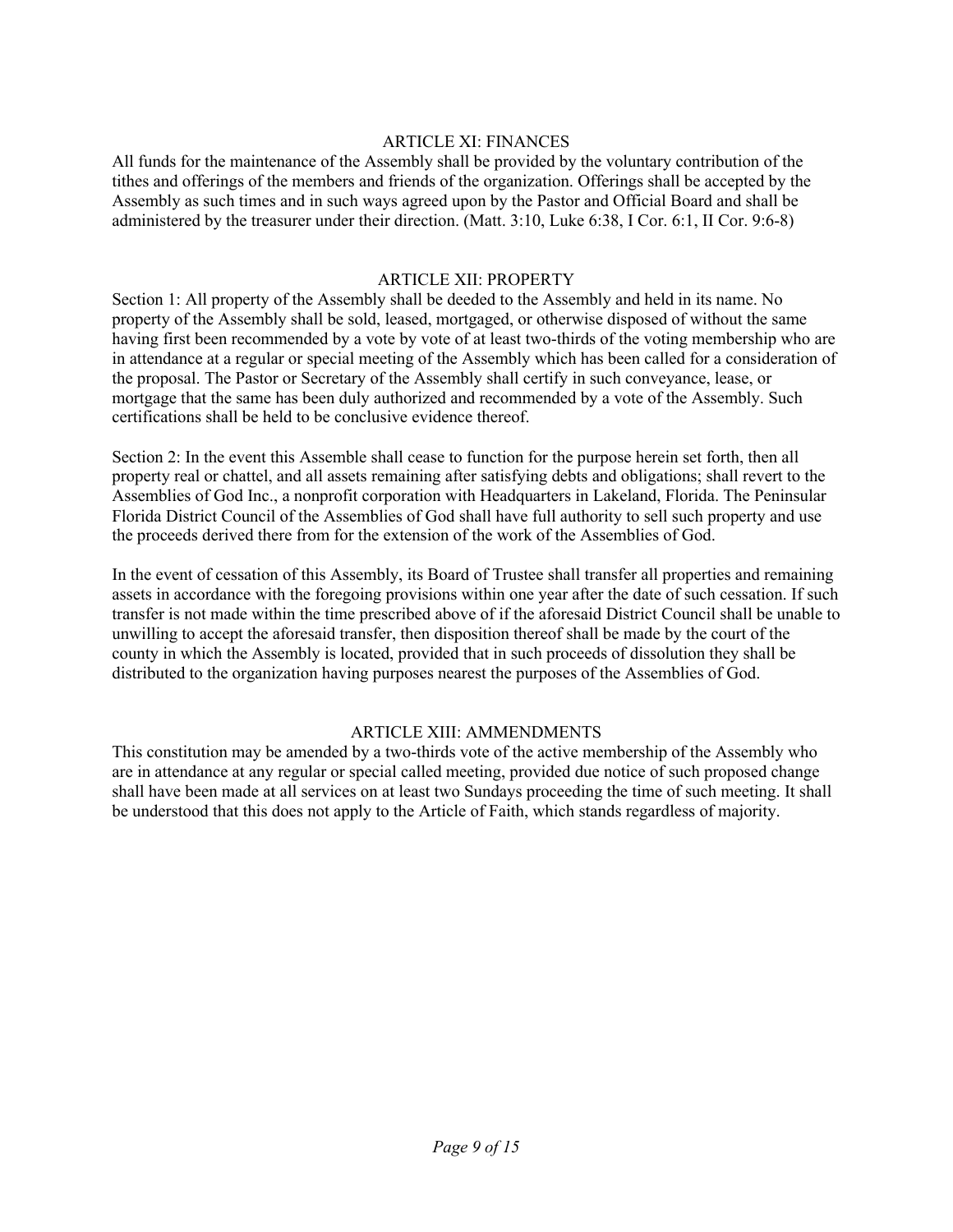## ARTICLE XI: FINANCES

All funds for the maintenance of the Assembly shall be provided by the voluntary contribution of the tithes and offerings of the members and friends of the organization. Offerings shall be accepted by the Assembly as such times and in such ways agreed upon by the Pastor and Official Board and shall be administered by the treasurer under their direction. (Matt. 3:10, Luke 6:38, I Cor. 6:1, II Cor. 9:6-8)

## ARTICLE XII: PROPERTY

Section 1: All property of the Assembly shall be deeded to the Assembly and held in its name. No property of the Assembly shall be sold, leased, mortgaged, or otherwise disposed of without the same having first been recommended by a vote by vote of at least two-thirds of the voting membership who are in attendance at a regular or special meeting of the Assembly which has been called for a consideration of the proposal. The Pastor or Secretary of the Assembly shall certify in such conveyance, lease, or mortgage that the same has been duly authorized and recommended by a vote of the Assembly. Such certifications shall be held to be conclusive evidence thereof.

Section 2: In the event this Assemble shall cease to function for the purpose herein set forth, then all property real or chattel, and all assets remaining after satisfying debts and obligations; shall revert to the Assemblies of God Inc., a nonprofit corporation with Headquarters in Lakeland, Florida. The Peninsular Florida District Council of the Assemblies of God shall have full authority to sell such property and use the proceeds derived there from for the extension of the work of the Assemblies of God.

In the event of cessation of this Assembly, its Board of Trustee shall transfer all properties and remaining assets in accordance with the foregoing provisions within one year after the date of such cessation. If such transfer is not made within the time prescribed above of if the aforesaid District Council shall be unable to unwilling to accept the aforesaid transfer, then disposition thereof shall be made by the court of the county in which the Assembly is located, provided that in such proceeds of dissolution they shall be distributed to the organization having purposes nearest the purposes of the Assemblies of God.

## ARTICLE XIII: AMMENDMENTS

This constitution may be amended by a two-thirds vote of the active membership of the Assembly who are in attendance at any regular or special called meeting, provided due notice of such proposed change shall have been made at all services on at least two Sundays proceeding the time of such meeting. It shall be understood that this does not apply to the Article of Faith, which stands regardless of majority.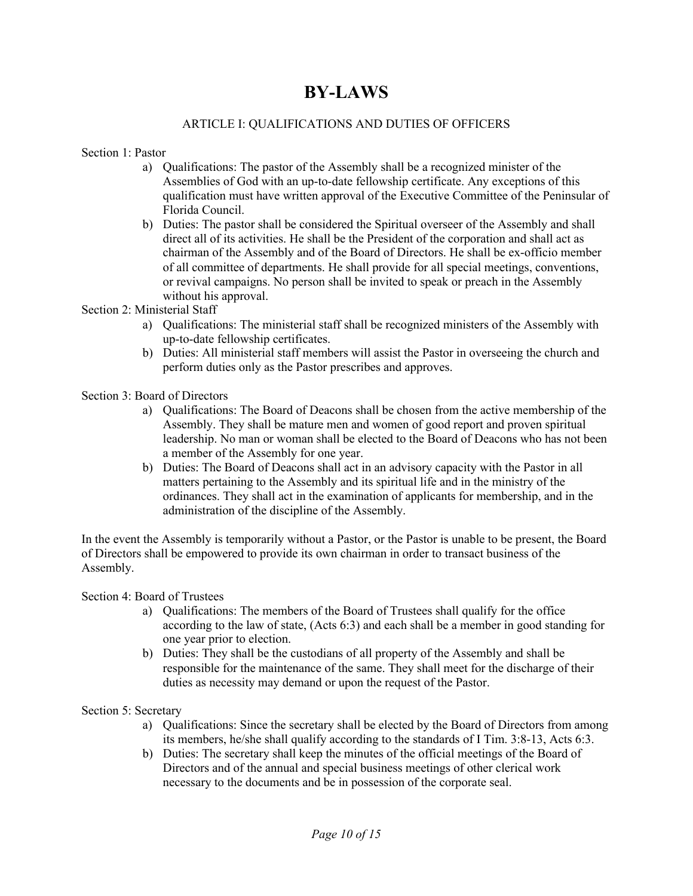# BY-LAWS

## ARTICLE I: QUALIFICATIONS AND DUTIES OF OFFICERS

Section 1: Pastor

a) Qualifications: The pastor of the Assembly shall be a recognized minister of the Assemblies of God with an up-to-date fellowship certificate. Any exceptions of this qualification must have written approval of the Executive Committee of the Peninsular of Florida Council.

b) Duties: The pastor shall be considered the Spiritual overseer of the Assembly and shall direct all of its activities. He shall be the President of the corporation and shall act as chairman of the Assembly and of the Board of Directors. He shall be ex-officio member of all committee of departments. He shall provide for all special meetings, conventions, or revival campaigns. No person shall be invited to speak or preach in the Assembly without his approval.

Section 2: Ministerial Staff

a) Qualifications: The ministerial staff shall be recognized ministers of the Assembly with up-to-date fellowship certificates.

b) Duties: All ministerial staff members will assist the Pastor in overseeing the church and perform duties only as the Pastor prescribes and approves.

Section 3: Board of Directors

a) Qualifications: The Board of Deacons shall be chosen from the active membership of the Assembly. They shall be mature men and women of good report and proven spiritual leadership. No man or woman shall be elected to the Board of Deacons who has not been a member of the Assembly for one year.

b) Duties: The Board of Deacons shall act in an advisory capacity with the Pastor in all matters pertaining to the Assembly and its spiritual life and in the ministry of the ordinances. They shall act in the examination of applicants for membership, and in the administration of the discipline of the Assembly.

In the event the Assembly is temporarily without a Pastor, or the Pastor is unable to be present, the Board of Directors shall be empowered to provide its own chairman in order to transact business of the Assembly.

Section 4: Board of Trustees

a) Qualifications: The members of the Board of Trustees shall qualify for the office according to the law of state, (Acts 6:3) and each shall be a member in good standing for one year prior to election.

b) Duties: They shall be the custodians of all property of the Assembly and shall be responsible for the maintenance of the same. They shall meet for the discharge of their duties as necessity may demand or upon the request of the Pastor.

Section 5: Secretary

a) Qualifications: Since the secretary shall be elected by the Board of Directors from among its members, he/she shall qualify according to the standards of I Tim. 3:8-13, Acts 6:3.

b) Duties: The secretary shall keep the minutes of the official meetings of the Board of Directors and of the annual and special business meetings of other clerical work necessary to the documents and be in possession of the corporate seal.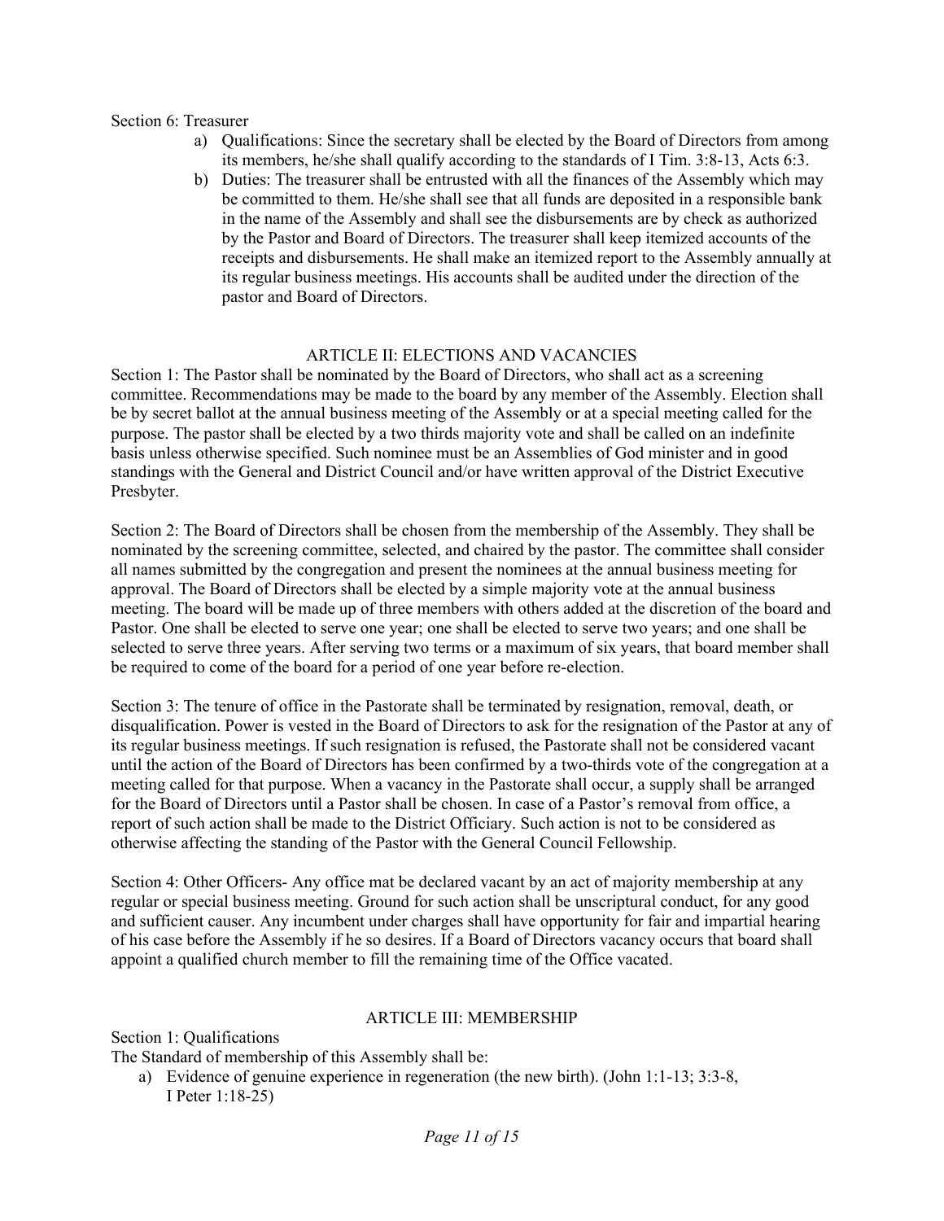Section 6: Treasurer

a) Qualifications: Since the secretary shall be elected by the Board of Directors from among its members, he/she shall qualify according to the standards of I Tim. 3:8-13, Acts 6:3.
b) Duties: The treasurer shall be entrusted with all the finances of the Assembly which may be committed to them. He/she shall see that all funds are deposited in a responsible bank in the name of the Assembly and shall see the disbursements are by check as authorized by the Pastor and Board of Directors. The treasurer shall keep itemized accounts of the receipts and disbursements. He shall make an itemized report to the Assembly annually at its regular business meetings. His accounts shall be audited under the direction of the pastor and Board of Directors.

## ARTICLE II: ELECTIONS AND VACANCIES

Section 1: The Pastor shall be nominated by the Board of Directors, who shall act as a screening committee. Recommendations may be made to the board by any member of the Assembly. Election shall be by secret ballot at the annual business meeting of the Assembly or at a special meeting called for the purpose. The pastor shall be elected by a two thirds majority vote and shall be called on an indefinite basis unless otherwise specified. Such nominee must be an Assemblies of God minister and in good standings with the General and District Council and/or have written approval of the District Executive Presbyter.

Section 2: The Board of Directors shall be chosen from the membership of the Assembly. They shall be nominated by the screening committee, selected, and chaired by the pastor. The committee shall consider all names submitted by the congregation and present the nominees at the annual business meeting for approval. The Board of Directors shall be elected by a simple majority vote at the annual business meeting. The board will be made up of three members with others added at the discretion of the board and Pastor. One shall be elected to serve one year; one shall be elected to serve two years; and one shall be selected to serve three years. After serving two terms or a maximum of six years, that board member shall be required to come of the board for a period of one year before re-election.

Section 3: The tenure of office in the Pastorate shall be terminated by resignation, removal, death, or disqualification. Power is vested in the Board of Directors to ask for the resignation of the Pastor at any of its regular business meetings. If such resignation is refused, the Pastorate shall not be considered vacant until the action of the Board of Directors has been confirmed by a two-thirds vote of the congregation at a meeting called for that purpose. When a vacancy in the Pastorate shall occur, a supply shall be arranged for the Board of Directors until a Pastor shall be chosen. In case of a Pastor's removal from office, a report of such action shall be made to the District Officiary. Such action is not to be considered as otherwise affecting the standing of the Pastor with the General Council Fellowship.

Section 4: Other Officers- Any office mat be declared vacant by an act of majority membership at any regular or special business meeting. Ground for such action shall be unscriptural conduct, for any good and sufficient causer. Any incumbent under charges shall have opportunity for fair and impartial hearing of his case before the Assembly if he so desires. If a Board of Directors vacancy occurs that board shall appoint a qualified church member to fill the remaining time of the Office vacated.

## ARTICLE III: MEMBERSHIP

Section 1: Qualifications

The Standard of membership of this Assembly shall be:

a) Evidence of genuine experience in regeneration (the new birth). (John 1:1-13; 3:3-8, I Peter 1:18-25)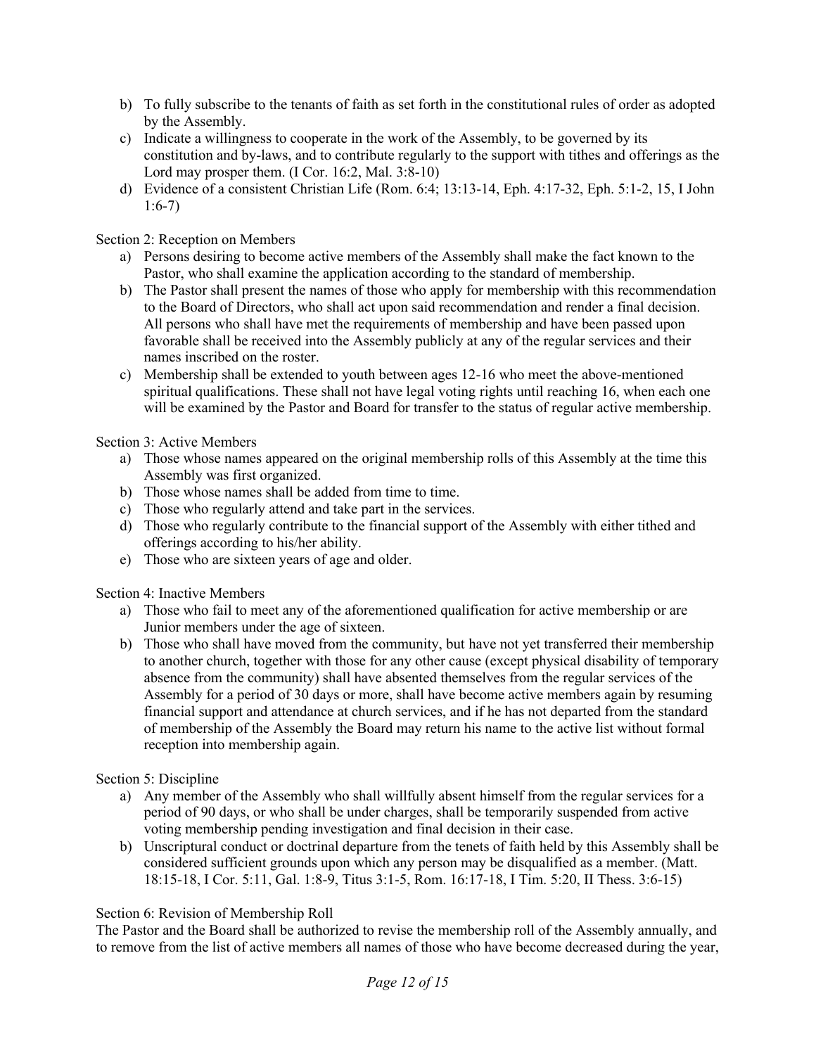b) To fully subscribe to the tenants of faith as set forth in the constitutional rules of order as adopted by the Assembly.
c) Indicate a willingness to cooperate in the work of the Assembly, to be governed by its constitution and by-laws, and to contribute regularly to the support with tithes and offerings as the Lord may prosper them. (I Cor. 16:2, Mal. 3:8-10)
d) Evidence of a consistent Christian Life (Rom. 6:4; 13:13-14, Eph. 4:17-32, Eph. 5:1-2, 15, I John 1:6-7)

Section 2: Reception on Members

a) Persons desiring to become active members of the Assembly shall make the fact known to the Pastor, who shall examine the application according to the standard of membership.
b) The Pastor shall present the names of those who apply for membership with this recommendation to the Board of Directors, who shall act upon said recommendation and render a final decision. All persons who shall have met the requirements of membership and have been passed upon favorable shall be received into the Assembly publicly at any of the regular services and their names inscribed on the roster.
c) Membership shall be extended to youth between ages 12-16 who meet the above-mentioned spiritual qualifications. These shall not have legal voting rights until reaching 16, when each one will be examined by the Pastor and Board for transfer to the status of regular active membership.

Section 3: Active Members

a) Those whose names appeared on the original membership rolls of this Assembly at the time this Assembly was first organized.
b) Those whose names shall be added from time to time.
c) Those who regularly attend and take part in the services.
d) Those who regularly contribute to the financial support of the Assembly with either tithed and offerings according to his/her ability.
e) Those who are sixteen years of age and older.

Section 4: Inactive Members

a) Those who fail to meet any of the aforementioned qualification for active membership or are Junior members under the age of sixteen.
b) Those who shall have moved from the community, but have not yet transferred their membership to another church, together with those for any other cause (except physical disability of temporary absence from the community) shall have absented themselves from the regular services of the Assembly for a period of 30 days or more, shall have become active members again by resuming financial support and attendance at church services, and if he has not departed from the standard of membership of the Assembly the Board may return his name to the active list without formal reception into membership again.

Section 5: Discipline

a) Any member of the Assembly who shall willfully absent himself from the regular services for a period of 90 days, or who shall be under charges, shall be temporarily suspended from active voting membership pending investigation and final decision in their case.
b) Unscriptural conduct or doctrinal departure from the tenets of faith held by this Assembly shall be considered sufficient grounds upon which any person may be disqualified as a member. (Matt. 18:15-18, I Cor. 5:11, Gal. 1:8-9, Titus 3:1-5, Rom. 16:17-18, I Tim. 5:20, II Thess. 3:6-15)

Section 6: Revision of Membership Roll

The Pastor and the Board shall be authorized to revise the membership roll of the Assembly annually, and to remove from the list of active members all names of those who have become decreased during the year,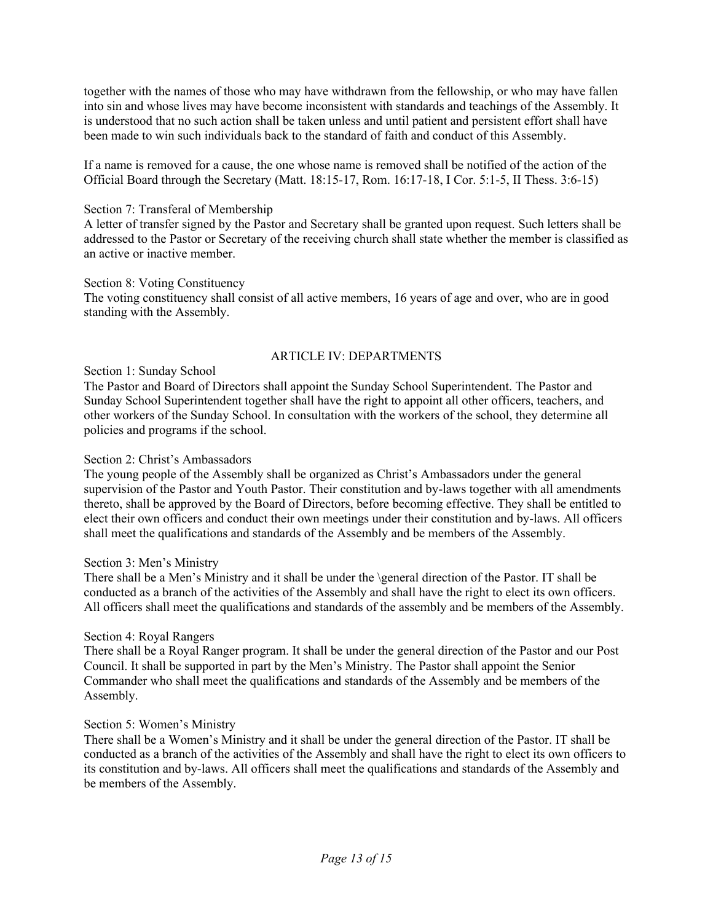together with the names of those who may have withdrawn from the fellowship, or who may have fallen into sin and whose lives may have become inconsistent with standards and teachings of the Assembly. It is understood that no such action shall be taken unless and until patient and persistent effort shall have been made to win such individuals back to the standard of faith and conduct of this Assembly.

If a name is removed for a cause, the one whose name is removed shall be notified of the action of the Official Board through the Secretary (Matt. 18:15-17, Rom. 16:17-18, I Cor. 5:1-5, II Thess. 3:6-15)

Section 7: Transferal of Membership
A letter of transfer signed by the Pastor and Secretary shall be granted upon request. Such letters shall be addressed to the Pastor or Secretary of the receiving church shall state whether the member is classified as an active or inactive member.

Section 8: Voting Constituency
The voting constituency shall consist of all active members, 16 years of age and over, who are in good standing with the Assembly.

## ARTICLE IV: DEPARTMENTS

Section 1: Sunday School
The Pastor and Board of Directors shall appoint the Sunday School Superintendent. The Pastor and Sunday School Superintendent together shall have the right to appoint all other officers, teachers, and other workers of the Sunday School. In consultation with the workers of the school, they determine all policies and programs if the school.

Section 2: Christ's Ambassadors
The young people of the Assembly shall be organized as Christ's Ambassadors under the general supervision of the Pastor and Youth Pastor. Their constitution and by-laws together with all amendments thereto, shall be approved by the Board of Directors, before becoming effective. They shall be entitled to elect their own officers and conduct their own meetings under their constitution and by-laws. All officers shall meet the qualifications and standards of the Assembly and be members of the Assembly.

Section 3: Men's Ministry
There shall be a Men's Ministry and it shall be under the \general direction of the Pastor. IT shall be conducted as a branch of the activities of the Assembly and shall have the right to elect its own officers. All officers shall meet the qualifications and standards of the assembly and be members of the Assembly.

Section 4: Royal Rangers
There shall be a Royal Ranger program. It shall be under the general direction of the Pastor and our Post Council. It shall be supported in part by the Men's Ministry. The Pastor shall appoint the Senior Commander who shall meet the qualifications and standards of the Assembly and be members of the Assembly.

Section 5: Women's Ministry
There shall be a Women's Ministry and it shall be under the general direction of the Pastor. IT shall be conducted as a branch of the activities of the Assembly and shall have the right to elect its own officers to its constitution and by-laws. All officers shall meet the qualifications and standards of the Assembly and be members of the Assembly.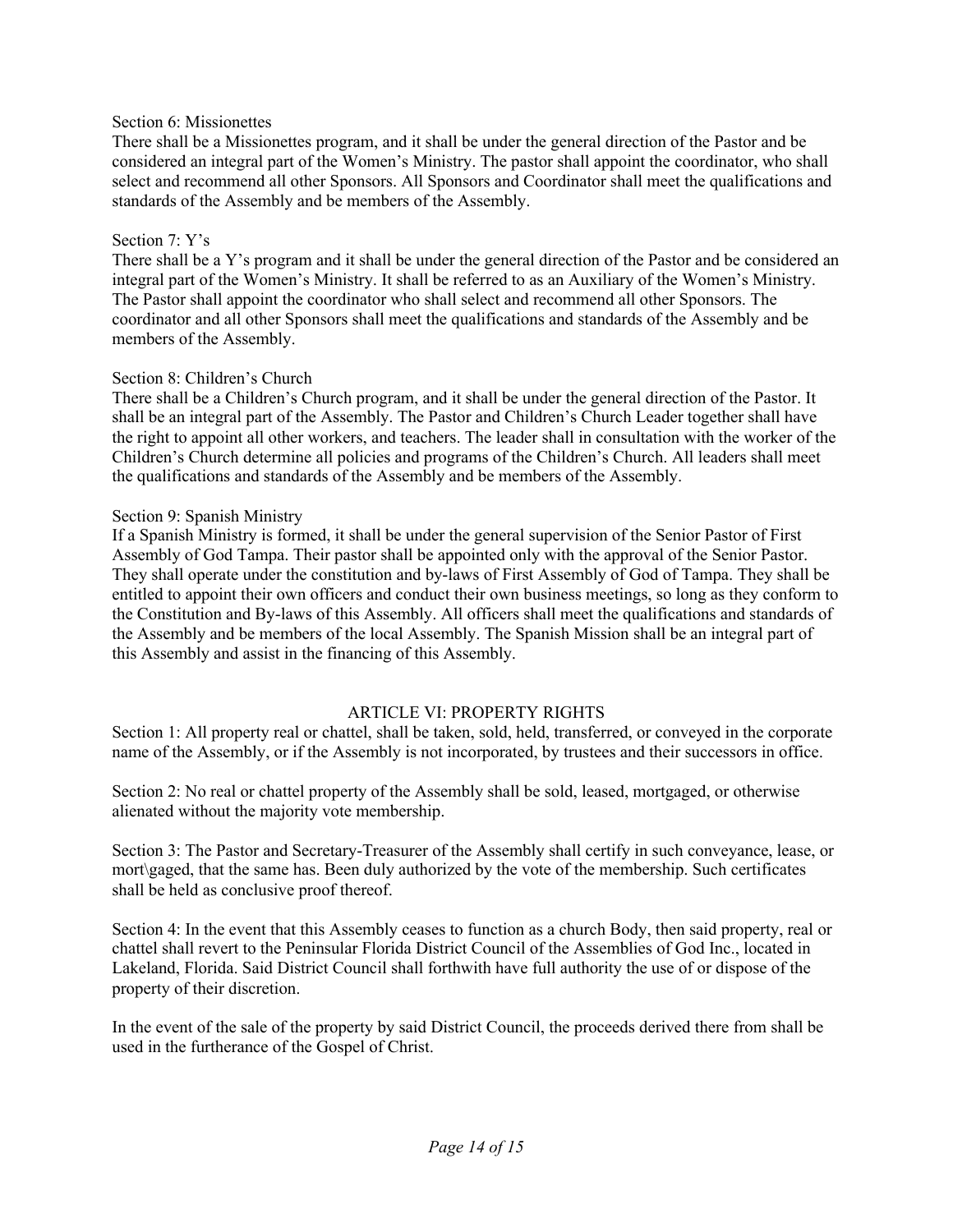Section 6: Missionettes

There shall be a Missionettes program, and it shall be under the general direction of the Pastor and be considered an integral part of the Women's Ministry. The pastor shall appoint the coordinator, who shall select and recommend all other Sponsors. All Sponsors and Coordinator shall meet the qualifications and standards of the Assembly and be members of the Assembly.

Section 7: Y's

There shall be a Y's program and it shall be under the general direction of the Pastor and be considered an integral part of the Women's Ministry. It shall be referred to as an Auxiliary of the Women's Ministry. The Pastor shall appoint the coordinator who shall select and recommend all other Sponsors. The coordinator and all other Sponsors shall meet the qualifications and standards of the Assembly and be members of the Assembly.

Section 8: Children's Church

There shall be a Children's Church program, and it shall be under the general direction of the Pastor. It shall be an integral part of the Assembly. The Pastor and Children's Church Leader together shall have the right to appoint all other workers, and teachers. The leader shall in consultation with the worker of the Children's Church determine all policies and programs of the Children's Church. All leaders shall meet the qualifications and standards of the Assembly and be members of the Assembly.

Section 9: Spanish Ministry

If a Spanish Ministry is formed, it shall be under the general supervision of the Senior Pastor of First Assembly of God Tampa. Their pastor shall be appointed only with the approval of the Senior Pastor. They shall operate under the constitution and by-laws of First Assembly of God of Tampa. They shall be entitled to appoint their own officers and conduct their own business meetings, so long as they conform to the Constitution and By-laws of this Assembly. All officers shall meet the qualifications and standards of the Assembly and be members of the local Assembly. The Spanish Mission shall be an integral part of this Assembly and assist in the financing of this Assembly.

## ARTICLE VI: PROPERTY RIGHTS

Section 1: All property real or chattel, shall be taken, sold, held, transferred, or conveyed in the corporate name of the Assembly, or if the Assembly is not incorporated, by trustees and their successors in office.

Section 2: No real or chattel property of the Assembly shall be sold, leased, mortgaged, or otherwise alienated without the majority vote membership.

Section 3: The Pastor and Secretary-Treasurer of the Assembly shall certify in such conveyance, lease, or mort\gaged, that the same has. Been duly authorized by the vote of the membership. Such certificates shall be held as conclusive proof thereof.

Section 4: In the event that this Assembly ceases to function as a church Body, then said property, real or chattel shall revert to the Peninsular Florida District Council of the Assemblies of God Inc., located in Lakeland, Florida. Said District Council shall forthwith have full authority the use of or dispose of the property of their discretion.

In the event of the sale of the property by said District Council, the proceeds derived there from shall be used in the furtherance of the Gospel of Christ.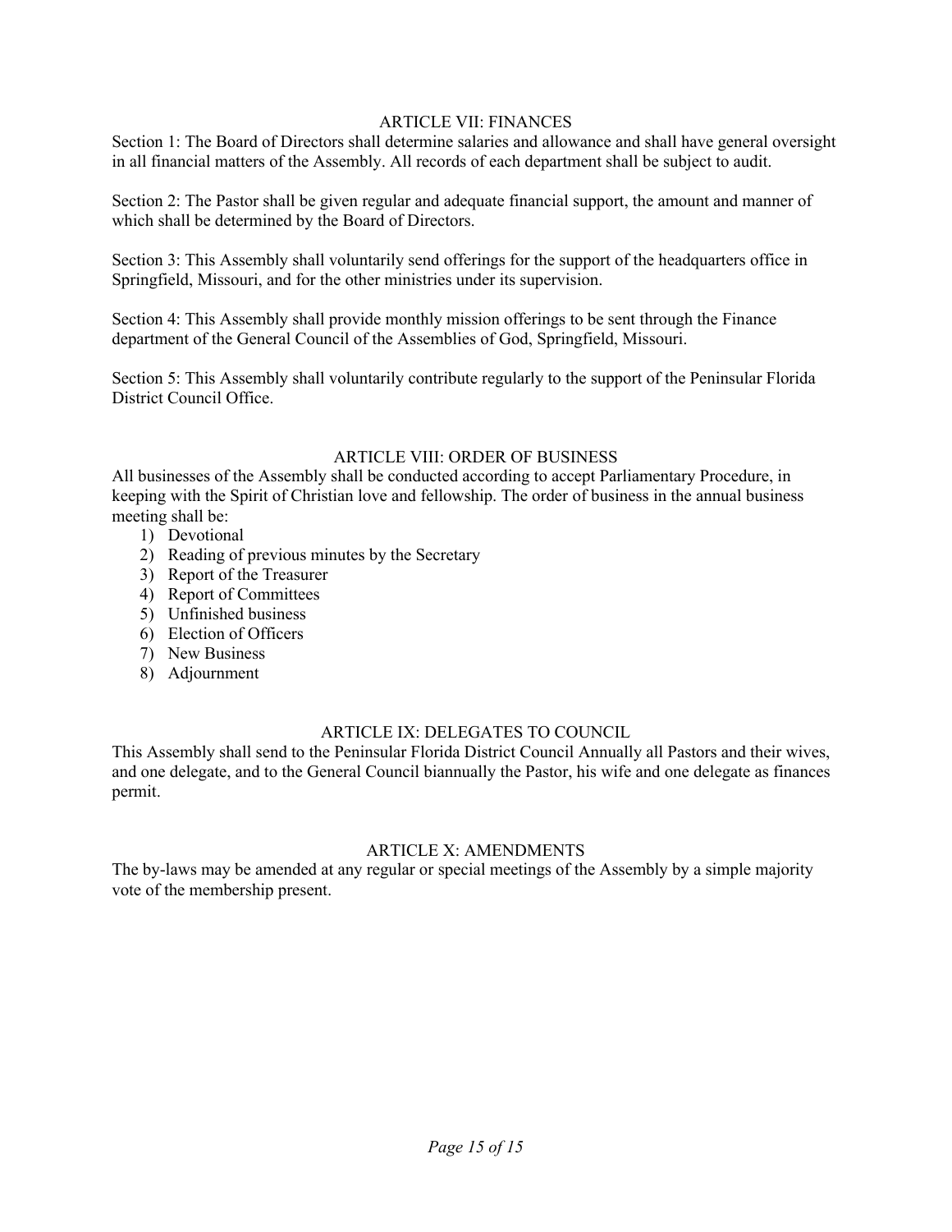## ARTICLE VII: FINANCES

Section 1: The Board of Directors shall determine salaries and allowance and shall have general oversight in all financial matters of the Assembly. All records of each department shall be subject to audit.

Section 2: The Pastor shall be given regular and adequate financial support, the amount and manner of which shall be determined by the Board of Directors.

Section 3: This Assembly shall voluntarily send offerings for the support of the headquarters office in Springfield, Missouri, and for the other ministries under its supervision.

Section 4: This Assembly shall provide monthly mission offerings to be sent through the Finance department of the General Council of the Assemblies of God, Springfield, Missouri.

Section 5: This Assembly shall voluntarily contribute regularly to the support of the Peninsular Florida District Council Office.

## ARTICLE VIII: ORDER OF BUSINESS

All businesses of the Assembly shall be conducted according to accept Parliamentary Procedure, in keeping with the Spirit of Christian love and fellowship. The order of business in the annual business meeting shall be:

1) Devotional
2) Reading of previous minutes by the Secretary
3) Report of the Treasurer
4) Report of Committees
5) Unfinished business
6) Election of Officers
7) New Business
8) Adjournment

## ARTICLE IX: DELEGATES TO COUNCIL

This Assembly shall send to the Peninsular Florida District Council Annually all Pastors and their wives, and one delegate, and to the General Council biannually the Pastor, his wife and one delegate as finances permit.

## ARTICLE X: AMENDMENTS

The by-laws may be amended at any regular or special meetings of the Assembly by a simple majority vote of the membership present.